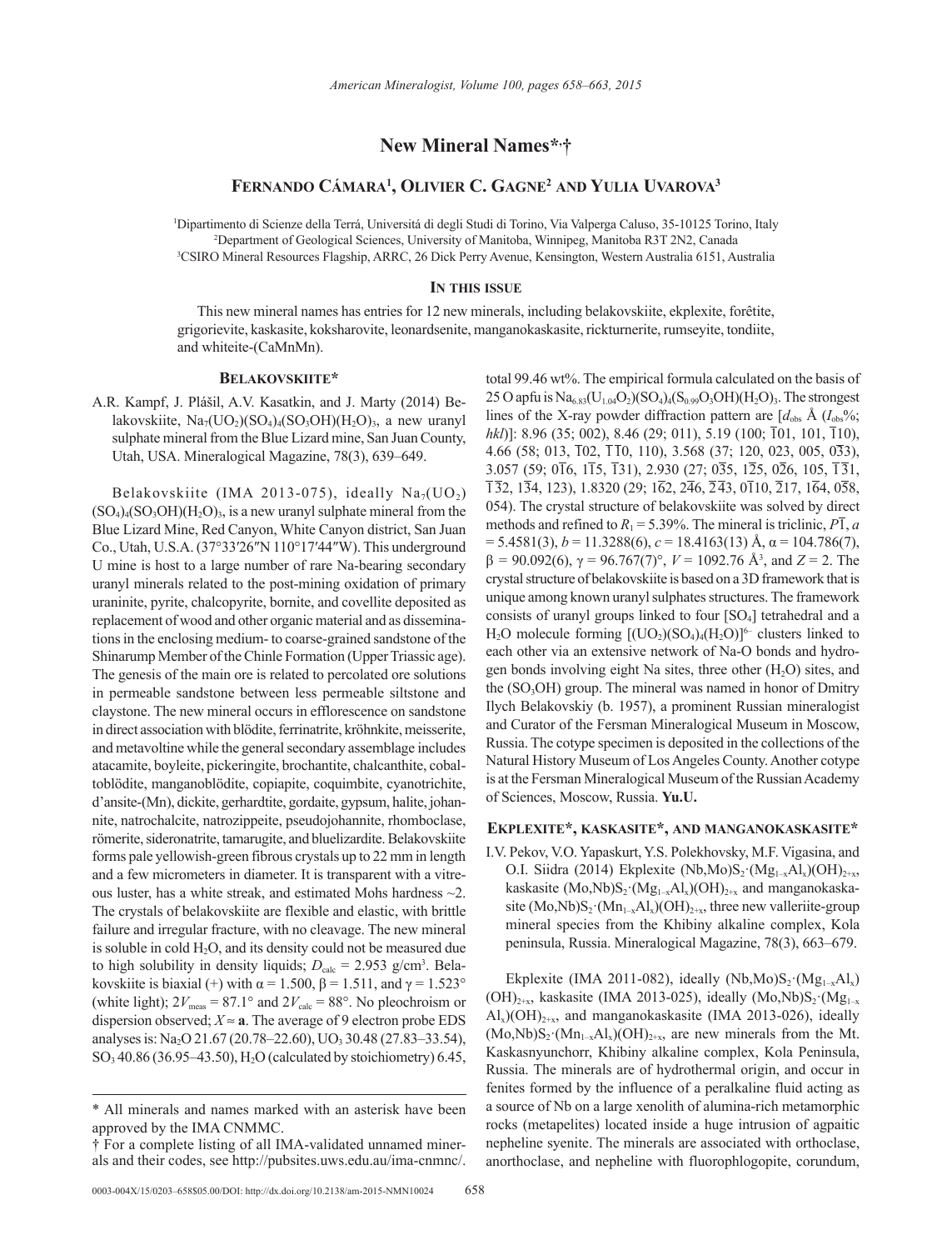# New Mineral Names*,†

## Fernando Cámara[1], Olivier C. Gagne[2] and Yulia Uvarova[3]

[1]Dipartimento di Scienze della Terrá, Universitá di degli Studi di Torino, Via Valperga Caluso, 35-10125 Torino, Italy
[2]Department of Geological Sciences, University of Manitoba, Winnipeg, Manitoba R3T 2N2, Canada
[3]CSIRO Mineral Resources Flagship, ARRC, 26 Dick Perry Avenue, Kensington, Western Australia 6151, Australia

### In this issue

This new mineral names has entries for 12 new minerals, including belakovskiite, ekplexite, forêtite, grigorievite, kaskasite, koksharovite, leonardsenite, manganokaskasite, rickturnerite, rumseyite, tondiite, and whiteite-(CaMnMn).

## Belakovskiite*

A.R. Kampf, J. Plášil, A.V. Kasatkin, and J. Marty (2014) Belakovskiite, $Na_7(UO_2)(SO_4)_4(SO_3OH)(H_2O)_3$, a new uranyl sulphate mineral from the Blue Lizard mine, San Juan County, Utah, USA. Mineralogical Magazine, 78(3), 639–649.

Belakovskiite (IMA 2013-075), ideally $Na_7(UO_2)(SO_4)_4(SO_3OH)(H_2O)_3$, is a new uranyl sulphate mineral from the Blue Lizard Mine, Red Canyon, White Canyon district, San Juan Co., Utah, U.S.A. (37°33′26″N 110°17′44″W). This underground U mine is host to a large number of rare Na-bearing secondary uranyl minerals related to the post-mining oxidation of primary uraninite, pyrite, chalcopyrite, bornite, and covellite deposited as replacement of wood and other organic material and as disseminations in the enclosing medium- to coarse-grained sandstone of the Shinarump Member of the Chinle Formation (Upper Triassic age). The genesis of the main ore is related to percolated ore solutions in permeable sandstone between less permeable siltstone and claystone. The new mineral occurs in efflorescence on sandstone in direct association with blödite, ferrinatrite, kröhnkite, meisserite, and metavoltine while the general secondary assemblage includes atacamite, boyleite, pickeringite, brochantite, chalcanthite, cobaltoblödite, manganoblödite, copiapite, coquimbite, cyanotrichite, d'ansite-(Mn), dickite, gerhardtite, gordaite, gypsum, halite, johannite, natrochalcite, natrozippeite, pseudojohannite, rhomboclase, römerite, sideronatrite, tamarugite, and bluelizardite. Belakovskiite forms pale yellowish-green fibrous crystals up to 22 mm in length and a few micrometers in diameter. It is transparent with a vitreous luster, has a white streak, and estimated Mohs hardness ~2. The crystals of belakovskiite are flexible and elastic, with brittle failure and irregular fracture, with no cleavage. The new mineral is soluble in cold $H_2O$, and its density could not be measured due to high solubility in density liquids; $D_{calc}$ = 2.953 g/cm$^3$. Belakovskiite is biaxial (+) with α = 1.500, β = 1.511, and γ = 1.523° (white light); $2V_{meas}$ = 87.1° and $2V_{calc}$ = 88°. No pleochroism or dispersion observed; $X \approx$ **a**. The average of 9 electron probe EDS analyses is: $Na_2O$ 21.67 (20.78–22.60), $UO_3$ 30.48 (27.83–33.54), $SO_3$ 40.86 (36.95–43.50), $H_2O$ (calculated by stoichiometry) 6.45, total 99.46 wt%. The empirical formula calculated on the basis of 25 O apfu is $Na_{6.83}(U_{1.04}O_2)(SO_4)_4(S_{0.99}O_3OH)(H_2O)_3$. The strongest lines of the X-ray powder diffraction pattern are [$d_{obs}$ Å ($I_{obs}$%; *hkl*)]: 8.96 (35; 002), 8.46 (29; 011), 5.19 (100; $\bar{1}01$, 101, $\bar{1}10$), 4.66 (58; 013, $\bar{1}02$, $\bar{1}\bar{1}0$, 110), 3.568 (37; 120, 023, 005, $0\bar{3}3$), 3.057 (59; $0\bar{1}6$, $1\bar{1}5$, $\bar{1}31$), 2.930 (27; $0\bar{3}5$, $1\bar{2}5$, $0\bar{2}6$, 105, $\bar{1}\bar{3}1$, $\bar{1}\bar{3}2$, $1\bar{3}4$, 123), 1.8320 (29; $1\bar{6}2$, $2\bar{4}6$, $\bar{2}\bar{4}3$, $0\bar{1}10$, $\bar{2}17$, $1\bar{6}4$, $0\bar{5}8$, 054). The crystal structure of belakovskiite was solved by direct methods and refined to $R_1$ = 5.39%. The mineral is triclinic, $P\bar{1}$, *a* = 5.4581(3), *b* = 11.3288(6), *c* = 18.4163(13) Å, α = 104.786(7), β = 90.092(6), γ = 96.767(7)°, *V* = 1092.76 Å$^3$, and *Z* = 2. The crystal structure of belakovskiite is based on a 3D framework that is unique among known uranyl sulphates structures. The framework consists of uranyl groups linked to four [$SO_4$] tetrahedral and a $H_2O$ molecule forming $[(UO_2)(SO_4)_4(H_2O)]^{6-}$ clusters linked to each other via an extensive network of Na-O bonds and hydrogen bonds involving eight Na sites, three other ($H_2O$) sites, and the ($SO_3OH$) group. The mineral was named in honor of Dmitry Ilych Belakovskiy (b. 1957), a prominent Russian mineralogist and Curator of the Fersman Mineralogical Museum in Moscow, Russia. The cotype specimen is deposited in the collections of the Natural History Museum of Los Angeles County. Another cotype is at the Fersman Mineralogical Museum of the Russian Academy of Sciences, Moscow, Russia. **Yu.U.**

## Ekplexite*, kaskasite*, and manganokaskasite*

I.V. Pekov, V.O. Yapaskurt, Y.S. Polekhovsky, M.F. Vigasina, and O.I. Siidra (2014) Ekplexite $(Nb,Mo)S_2\cdot(Mg_{1-x}Al_x)(OH)_{2+x}$, kaskasite $(Mo,Nb)S_2\cdot(Mg_{1-x}Al_x)(OH)_{2+x}$ and manganokaskasite $(Mo,Nb)S_2\cdot(Mn_{1-x}Al_x)(OH)_{2+x}$, three new valleriite-group mineral species from the Khibiny alkaline complex, Kola peninsula, Russia. Mineralogical Magazine, 78(3), 663–679.

Ekplexite (IMA 2011-082), ideally $(Nb,Mo)S_2\cdot(Mg_{1-x}Al_x)(OH)_{2+x}$, kaskasite (IMA 2013-025), ideally $(Mo,Nb)S_2\cdot(Mg_{1-x}Al_x)(OH)_{2+x}$, and manganokaskasite (IMA 2013-026), ideally $(Mo,Nb)S_2\cdot(Mn_{1-x}Al_x)(OH)_{2+x}$, are new minerals from the Mt. Kaskasnyunchorr, Khibiny alkaline complex, Kola Peninsula, Russia. The minerals are of hydrothermal origin, and occur in fenites formed by the influence of a peralkaline fluid acting as a source of Nb on a large xenolith of alumina-rich metamorphic rocks (metapelites) located inside a huge intrusion of agpaitic nepheline syenite. The minerals are associated with orthoclase, anorthoclase, and nepheline with fluorophlogopite, corundum,

---

\* All minerals and names marked with an asterisk have been approved by the IMA CNMMC.

† For a complete listing of all IMA-validated unnamed minerals and their codes, see http://pubsites.uws.edu.au/ima-cnmnc/.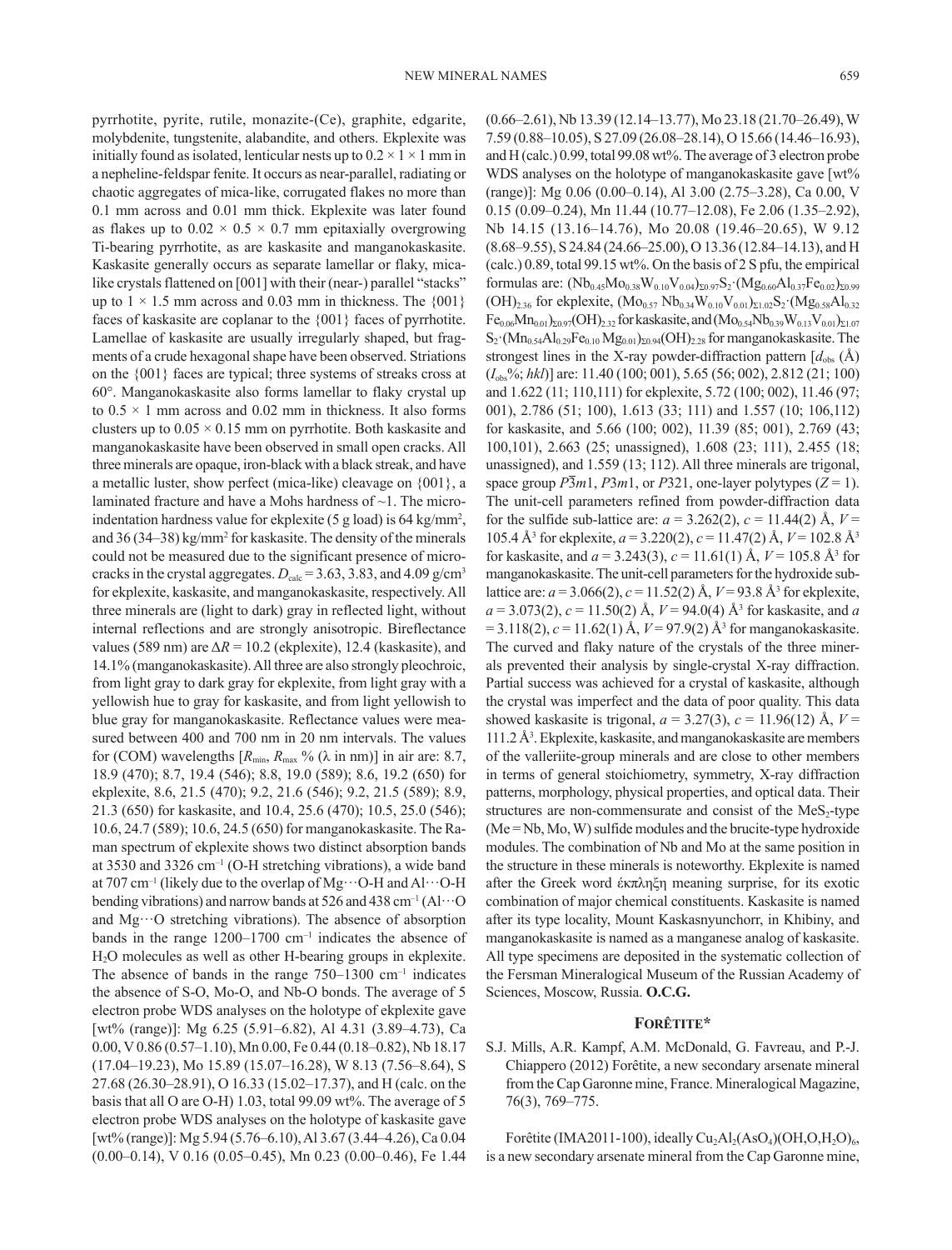pyrrhotite, pyrite, rutile, monazite-(Ce), graphite, edgarite, molybdenite, tungstenite, alabandite, and others. Ekplexite was initially found as isolated, lenticular nests up to $0.2 \times 1 \times 1$ mm in a nepheline-feldspar fenite. It occurs as near-parallel, radiating or chaotic aggregates of mica-like, corrugated flakes no more than 0.1 mm across and 0.01 mm thick. Ekplexite was later found as flakes up to $0.02 \times 0.5 \times 0.7$ mm epitaxially overgrowing Ti-bearing pyrrhotite, as are kaskasite and manganokaskasite. Kaskasite generally occurs as separate lamellar or flaky, mica-like crystals flattened on [001] with their (near-) parallel "stacks" up to $1 \times 1.5$ mm across and 0.03 mm in thickness. The {001} faces of kaskasite are coplanar to the {001} faces of pyrrhotite. Lamellae of kaskasite are usually irregularly shaped, but fragments of a crude hexagonal shape have been observed. Striations on the {001} faces are typical; three systems of streaks cross at 60°. Manganokaskasite also forms lamellar to flaky crystal up to $0.5 \times 1$ mm across and 0.02 mm in thickness. It also forms clusters up to $0.05 \times 0.15$ mm on pyrrhotite. Both kaskasite and manganokaskasite have been observed in small open cracks. All three minerals are opaque, iron-black with a black streak, and have a metallic luster, show perfect (mica-like) cleavage on {001}, a laminated fracture and have a Mohs hardness of ~1. The micro-indentation hardness value for ekplexite (5 g load) is 64 kg/mm$^2$, and 36 (34–38) kg/mm$^2$ for kaskasite. The density of the minerals could not be measured due to the significant presence of micro-cracks in the crystal aggregates. $D_{calc}$ = 3.63, 3.83, and 4.09 g/cm$^3$ for ekplexite, kaskasite, and manganokaskasite, respectively. All three minerals are (light to dark) gray in reflected light, without internal reflections and are strongly anisotropic. Bireflectance values (589 nm) are $\Delta R$ = 10.2 (ekplexite), 12.4 (kaskasite), and 14.1% (manganokaskasite). All three are also strongly pleochroic, from light gray to dark gray for ekplexite, from light gray with a yellowish hue to gray for kaskasite, and from light yellowish to blue gray for manganokaskasite. Reflectance values were measured between 400 and 700 nm in 20 nm intervals. The values for (COM) wavelengths [$R_{min}$, $R_{max}$ % ($\lambda$ in nm)] in air are: 8.7, 18.9 (470); 8.7, 19.4 (546); 8.8, 19.0 (589); 8.6, 19.2 (650) for ekplexite, 8.6, 21.5 (470); 9.2, 21.6 (546); 9.2, 21.5 (589); 8.9, 21.3 (650) for kaskasite, and 10.4, 25.6 (470); 10.5, 25.0 (546); 10.6, 24.7 (589); 10.6, 24.5 (650) for manganokaskasite. The Raman spectrum of ekplexite shows two distinct absorption bands at 3530 and 3326 cm$^{-1}$ (O-H stretching vibrations), a wide band at 707 cm$^{-1}$ (likely due to the overlap of Mg···O-H and Al···O-H bending vibrations) and narrow bands at 526 and 438 cm$^{-1}$ (Al···O and Mg···O stretching vibrations). The absence of absorption bands in the range 1200–1700 cm$^{-1}$ indicates the absence of $H_2O$ molecules as well as other H-bearing groups in ekplexite. The absence of bands in the range 750–1300 cm$^{-1}$ indicates the absence of S-O, Mo-O, and Nb-O bonds. The average of 5 electron probe WDS analyses on the holotype of ekplexite gave [wt% (range)]: Mg 6.25 (5.91–6.82), Al 4.31 (3.89–4.73), Ca 0.00, V 0.86 (0.57–1.10), Mn 0.00, Fe 0.44 (0.18–0.82), Nb 18.17 (17.04–19.23), Mo 15.89 (15.07–16.28), W 8.13 (7.56–8.64), S 27.68 (26.30–28.91), O 16.33 (15.02–17.37), and H (calc. on the basis that all O are O-H) 1.03, total 99.09 wt%. The average of 5 electron probe WDS analyses on the holotype of kaskasite gave [wt% (range)]: Mg 5.94 (5.76–6.10), Al 3.67 (3.44–4.26), Ca 0.04 (0.00–0.14), V 0.16 (0.05–0.45), Mn 0.23 (0.00–0.46), Fe 1.44 (0.66–2.61), Nb 13.39 (12.14–13.77), Mo 23.18 (21.70–26.49), W 7.59 (0.88–10.05), S 27.09 (26.08–28.14), O 15.66 (14.46–16.93), and H (calc.) 0.99, total 99.08 wt%. The average of 3 electron probe WDS analyses on the holotype of manganokaskasite gave [wt% (range)]: Mg 0.06 (0.00–0.14), Al 3.00 (2.75–3.28), Ca 0.00, V 0.15 (0.09–0.24), Mn 11.44 (10.77–12.08), Fe 2.06 (1.35–2.92), Nb 14.15 (13.16–14.76), Mo 20.08 (19.46–20.65), W 9.12 (8.68–9.55), S 24.84 (24.66–25.00), O 13.36 (12.84–14.13), and H (calc.) 0.89, total 99.15 wt%. On the basis of 2 S pfu, the empirical formulas are: $(Nb_{0.45}Mo_{0.38}W_{0.10}V_{0.04})_{\Sigma 0.97}S_2{\cdot}(Mg_{0.60}Al_{0.37}Fe_{0.02})_{\Sigma 0.99}(OH)_{2.36}$ for ekplexite, $(Mo_{0.57}Nb_{0.34}W_{0.10}V_{0.01})_{\Sigma 1.02}S_2{\cdot}(Mg_{0.58}Al_{0.32}Fe_{0.06}Mn_{0.01})_{\Sigma 0.97}(OH)_{2.32}$ for kaskasite, and $(Mo_{0.54}Nb_{0.39}W_{0.13}V_{0.01})_{\Sigma 1.07}S_2{\cdot}(Mn_{0.54}Al_{0.29}Fe_{0.10}Mg_{0.01})_{\Sigma 0.94}(OH)_{2.28}$ for manganokaskasite. The strongest lines in the X-ray powder-diffraction pattern [$d_{obs}$ (Å) ($I_{obs}$%; *hkl*)] are: 11.40 (100; 001), 5.65 (56; 002), 2.812 (21; 100) and 1.622 (11; 110,111) for ekplexite, 5.72 (100; 002), 11.46 (97; 001), 2.786 (51; 100), 1.613 (33; 111) and 1.557 (10; 106,112) for kaskasite, and 5.66 (100; 002), 11.39 (85; 001), 2.769 (43; 100,101), 2.663 (25; unassigned), 1.608 (23; 111), 2.455 (18; unassigned), and 1.559 (13; 112). All three minerals are trigonal, space group $P\bar{3}m1$, $P3m1$, or $P321$, one-layer polytypes ($Z$ = 1). The unit-cell parameters refined from powder-diffraction data for the sulfide sub-lattice are: $a$ = 3.262(2), $c$ = 11.44(2) Å, $V$ = 105.4 Å$^3$ for ekplexite, $a$ = 3.220(2), $c$ = 11.47(2) Å, $V$ = 102.8 Å$^3$ for kaskasite, and $a$ = 3.243(3), $c$ = 11.61(1) Å, $V$ = 105.8 Å$^3$ for manganokaskasite. The unit-cell parameters for the hydroxide sub-lattice are: $a$ = 3.066(2), $c$ = 11.52(2) Å, $V$ = 93.8 Å$^3$ for ekplexite, $a$ = 3.073(2), $c$ = 11.50(2) Å, $V$ = 94.0(4) Å$^3$ for kaskasite, and $a$ = 3.118(2), $c$ = 11.62(1) Å, $V$ = 97.9(2) Å$^3$ for manganokaskasite. The curved and flaky nature of the crystals of the three minerals prevented their analysis by single-crystal X-ray diffraction. Partial success was achieved for a crystal of kaskasite, although the crystal was imperfect and the data of poor quality. This data showed kaskasite is trigonal, $a$ = 3.27(3), $c$ = 11.96(12) Å, $V$ = 111.2 Å$^3$. Ekplexite, kaskasite, and manganokaskasite are members of the valleriite-group minerals and are close to other members in terms of general stoichiometry, symmetry, X-ray diffraction patterns, morphology, physical properties, and optical data. Their structures are non-commensurate and consist of the $MeS_2$-type (Me = Nb, Mo, W) sulfide modules and the brucite-type hydroxide modules. The combination of Nb and Mo at the same position in the structure in these minerals is noteworthy. Ekplexite is named after the Greek word έκπληξη meaning surprise, for its exotic combination of major chemical constituents. Kaskasite is named after its type locality, Mount Kaskasnyunchorr, in Khibiny, and manganokaskasite is named as a manganese analog of kaskasite. All type specimens are deposited in the systematic collection of the Fersman Mineralogical Museum of the Russian Academy of Sciences, Moscow, Russia. **O.C.G.**

## FORÊTITE*

S.J. Mills, A.R. Kampf, A.M. McDonald, G. Favreau, and P.-J. Chiappero (2012) Forêtite, a new secondary arsenate mineral from the Cap Garonne mine, France. Mineralogical Magazine, 76(3), 769–775.

Forêtite (IMA2011-100), ideally $Cu_2Al_2(AsO_4)(OH,O,H_2O)_6$, is a new secondary arsenate mineral from the Cap Garonne mine,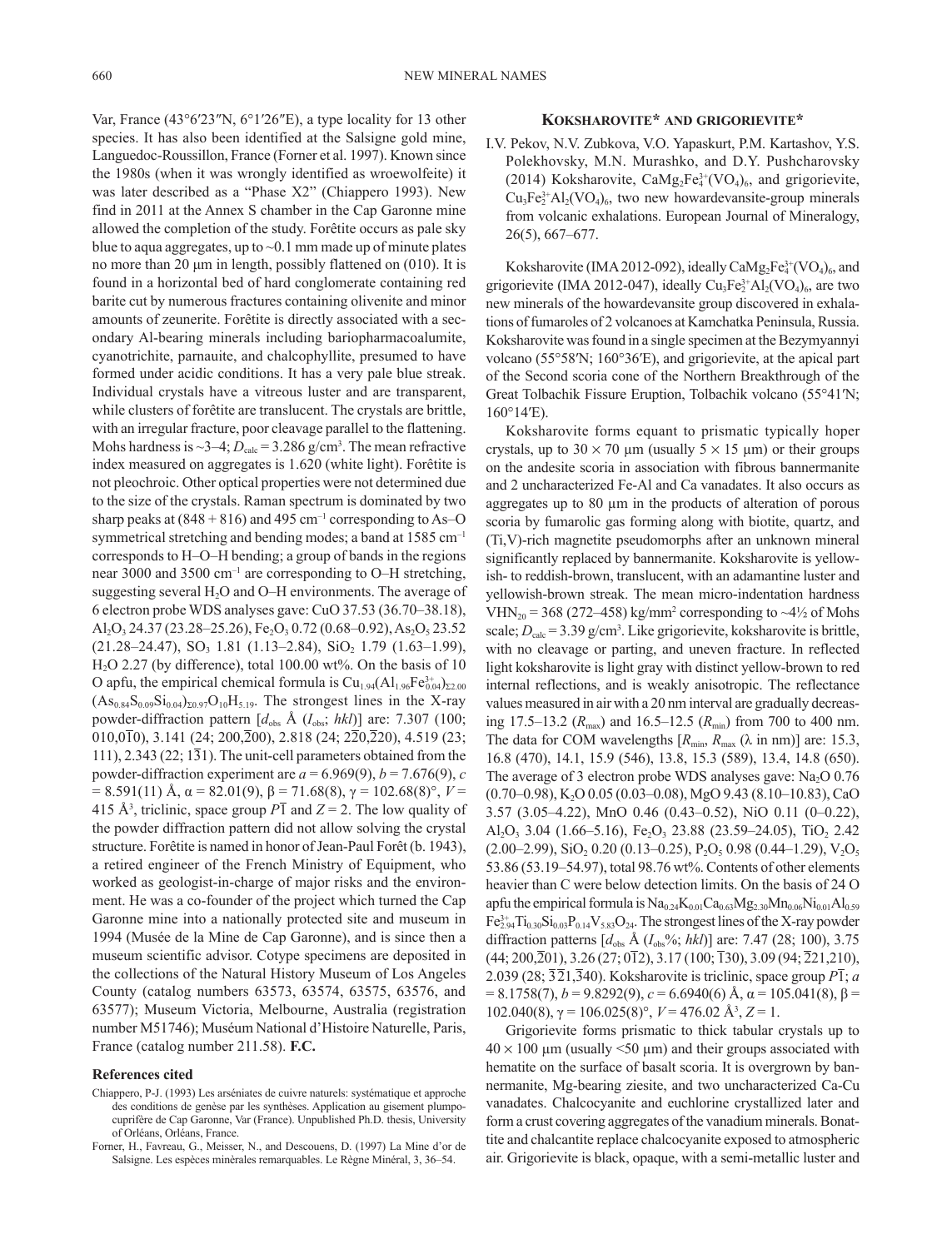Var, France (43°6′23″N, 6°1′26″E), a type locality for 13 other species. It has also been identified at the Salsigne gold mine, Languedoc-Roussillon, France (Forner et al. 1997). Known since the 1980s (when it was wrongly identified as wroewolfeite) it was later described as a "Phase X2" (Chiappero 1993). New find in 2011 at the Annex S chamber in the Cap Garonne mine allowed the completion of the study. Forêtite occurs as pale sky blue to aqua aggregates, up to ~0.1 mm made up of minute plates no more than 20 μm in length, possibly flattened on (010). It is found in a horizontal bed of hard conglomerate containing red barite cut by numerous fractures containing olivenite and minor amounts of zeunerite. Forêtite is directly associated with a secondary Al-bearing minerals including bariopharmacoalumite, cyanotrichite, parnauite, and chalcophyllite, presumed to have formed under acidic conditions. It has a very pale blue streak. Individual crystals have a vitreous luster and are transparent, while clusters of forêtite are translucent. The crystals are brittle, with an irregular fracture, poor cleavage parallel to the flattening. Mohs hardness is ~3–4; $D_{calc}$ = 3.286 g/cm$^3$. The mean refractive index measured on aggregates is 1.620 (white light). Forêtite is not pleochroic. Other optical properties were not determined due to the size of the crystals. Raman spectrum is dominated by two sharp peaks at (848 + 816) and 495 cm$^{-1}$ corresponding to As–O symmetrical stretching and bending modes; a band at 1585 cm$^{-1}$ corresponds to H–O–H bending; a group of bands in the regions near 3000 and 3500 cm$^{-1}$ are corresponding to O–H stretching, suggesting several $H_2O$ and O–H environments. The average of 6 electron probe WDS analyses gave: CuO 37.53 (36.70–38.18), $Al_2O_3$ 24.37 (23.28–25.26), $Fe_2O_3$ 0.72 (0.68–0.92), $As_2O_5$ 23.52 (21.28–24.47), $SO_3$ 1.81 (1.13–2.84), $SiO_2$ 1.79 (1.63–1.99), $H_2O$ 2.27 (by difference), total 100.00 wt%. On the basis of 10 O apfu, the empirical chemical formula is $Cu_{1.94}(Al_{1.96}Fe^{3+}_{0.04})_{\Sigma 2.00}(As_{0.84}S_{0.09}Si_{0.04})_{\Sigma 0.97}O_{10}H_{5.19}$. The strongest lines in the X-ray powder-diffraction pattern [$d_{obs}$ Å ($I_{obs}$; $hkl$)] are: 7.307 (100; 010,0$\bar{1}$0), 3.141 (24; 200,$\bar{2}$00), 2.818 (24; 2$\bar{2}$0,$\bar{2}$20), 4.519 (23; 111), 2.343 (22; 1$\bar{3}$1). The unit-cell parameters obtained from the powder-diffraction experiment are $a$ = 6.969(9), $b$ = 7.676(9), $c$ = 8.591(11) Å, α = 82.01(9), β = 71.68(8), γ = 102.68(8)°, $V$ = 415 Å$^3$, triclinic, space group $P\bar{1}$ and $Z$ = 2. The low quality of the powder diffraction pattern did not allow solving the crystal structure. Forêtite is named in honor of Jean-Paul Forêt (b. 1943), a retired engineer of the French Ministry of Equipment, who worked as geologist-in-charge of major risks and the environment. He was a co-founder of the project which turned the Cap Garonne mine into a nationally protected site and museum in 1994 (Musée de la Mine de Cap Garonne), and is since then a museum scientific advisor. Cotype specimens are deposited in the collections of the Natural History Museum of Los Angeles County (catalog numbers 63573, 63574, 63575, 63576, and 63577); Museum Victoria, Melbourne, Australia (registration number M51746); Muséum National d'Histoire Naturelle, Paris, France (catalog number 211.58). **F.C.**

### References cited

Chiappero, P-J. (1993) Les arséniates de cuivre naturels: systématique et approche des conditions de genèse par les synthèses. Application au gisement plumpocuprifère de Cap Garonne, Var (France). Unpublished Ph.D. thesis, University of Orléans, Orléans, France.

Forner, H., Favreau, G., Meisser, N., and Descouens, D. (1997) La Mine d'or de Salsigne. Les espèces minérales remarquables. Le Règne Minéral, 3, 36–54.

## Koksharovite* and grigorievite*

I.V. Pekov, N.V. Zubkova, V.O. Yapaskurt, P.M. Kartashov, Y.S. Polekhovsky, M.N. Murashko, and D.Y. Pushcharovsky (2014) Koksharovite, $CaMg_2Fe^{3+}_4(VO_4)_6$, and grigorievite, $Cu_3Fe^{3+}_2Al_2(VO_4)_6$, two new howardevansite-group minerals from volcanic exhalations. European Journal of Mineralogy, 26(5), 667–677.

Koksharovite (IMA 2012-092), ideally $CaMg_2Fe^{3+}_4(VO_4)_6$, and grigorievite (IMA 2012-047), ideally $Cu_3Fe^{3+}_2Al_2(VO_4)_6$, are two new minerals of the howardevansite group discovered in exhalations of fumaroles of 2 volcanoes at Kamchatka Peninsula, Russia. Koksharovite was found in a single specimen at the Bezymyannyi volcano (55°58′N; 160°36′E), and grigorievite, at the apical part of the Second scoria cone of the Northern Breakthrough of the Great Tolbachik Fissure Eruption, Tolbachik volcano (55°41′N; 160°14′E).

Koksharovite forms equant to prismatic typically hoper crystals, up to 30 × 70 μm (usually 5 × 15 μm) or their groups on the andesite scoria in association with fibrous bannermanite and 2 uncharacterized Fe-Al and Ca vanadates. It also occurs as aggregates up to 80 μm in the products of alteration of porous scoria by fumarolic gas forming along with biotite, quartz, and (Ti,V)-rich magnetite pseudomorphs after an unknown mineral significantly replaced by bannermanite. Koksharovite is yellowish- to reddish-brown, translucent, with an adamantine luster and yellowish-brown streak. The mean micro-indentation hardness $VHN_{20}$ = 368 (272–458) kg/mm$^2$ corresponding to ~4½ of Mohs scale; $D_{calc}$ = 3.39 g/cm$^3$. Like grigorievite, koksharovite is brittle, with no cleavage or parting, and uneven fracture. In reflected light koksharovite is light gray with distinct yellow-brown to red internal reflections, and is weakly anisotropic. The reflectance values measured in air with a 20 nm interval are gradually decreasing 17.5–13.2 ($R_{max}$) and 16.5–12.5 ($R_{min}$) from 700 to 400 nm. The data for COM wavelengths [$R_{min}$, $R_{max}$ (λ in nm)] are: 15.3, 16.8 (470), 14.1, 15.9 (546), 13.8, 15.3 (589), 13.4, 14.8 (650). The average of 3 electron probe WDS analyses gave: $Na_2O$ 0.76 (0.70–0.98), $K_2O$ 0.05 (0.03–0.08), MgO 9.43 (8.10–10.83), CaO 3.57 (3.05–4.22), MnO 0.46 (0.43–0.52), NiO 0.11 (0–0.22), $Al_2O_3$ 3.04 (1.66–5.16), $Fe_2O_3$ 23.88 (23.59–24.05), $TiO_2$ 2.42 (2.00–2.99), $SiO_2$ 0.20 (0.13–0.25), $P_2O_5$ 0.98 (0.44–1.29), $V_2O_5$ 53.86 (53.19–54.97), total 98.76 wt%. Contents of other elements heavier than C were below detection limits. On the basis of 24 O apfu the empirical formula is $Na_{0.24}K_{0.01}Ca_{0.63}Mg_{2.30}Mn_{0.06}Ni_{0.01}Al_{0.59}Fe^{3+}_{2.94}Ti_{0.30}Si_{0.03}P_{0.14}V_{5.83}O_{24}$. The strongest lines of the X-ray powder diffraction patterns [$d_{obs}$ Å ($I_{obs}$%; $hkl$)] are: 7.47 (28; 100), 3.75 (44; 200,$\bar{2}$01), 3.26 (27; 0$\bar{1}$2), 3.17 (100; $\bar{1}$30), 3.09 (94; $\bar{2}$21,210), 2.039 (28; $\bar{3}\bar{2}$1,$\bar{3}$40). Koksharovite is triclinic, space group $P\bar{1}$; $a$ = 8.1758(7), $b$ = 9.8292(9), $c$ = 6.6940(6) Å, α = 105.041(8), β = 102.040(8), γ = 106.025(8)°, $V$ = 476.02 Å$^3$, $Z$ = 1.

Grigorievite forms prismatic to thick tabular crystals up to 40 × 100 μm (usually <50 μm) and their groups associated with hematite on the surface of basalt scoria. It is overgrown by bannermanite, Mg-bearing ziesite, and two uncharacterized Ca-Cu vanadates. Chalcocyanite and euchlorine crystallized later and form a crust covering aggregates of the vanadium minerals. Bonattite and chalcantite replace chalcocyanite exposed to atmospheric air. Grigorievite is black, opaque, with a semi-metallic luster and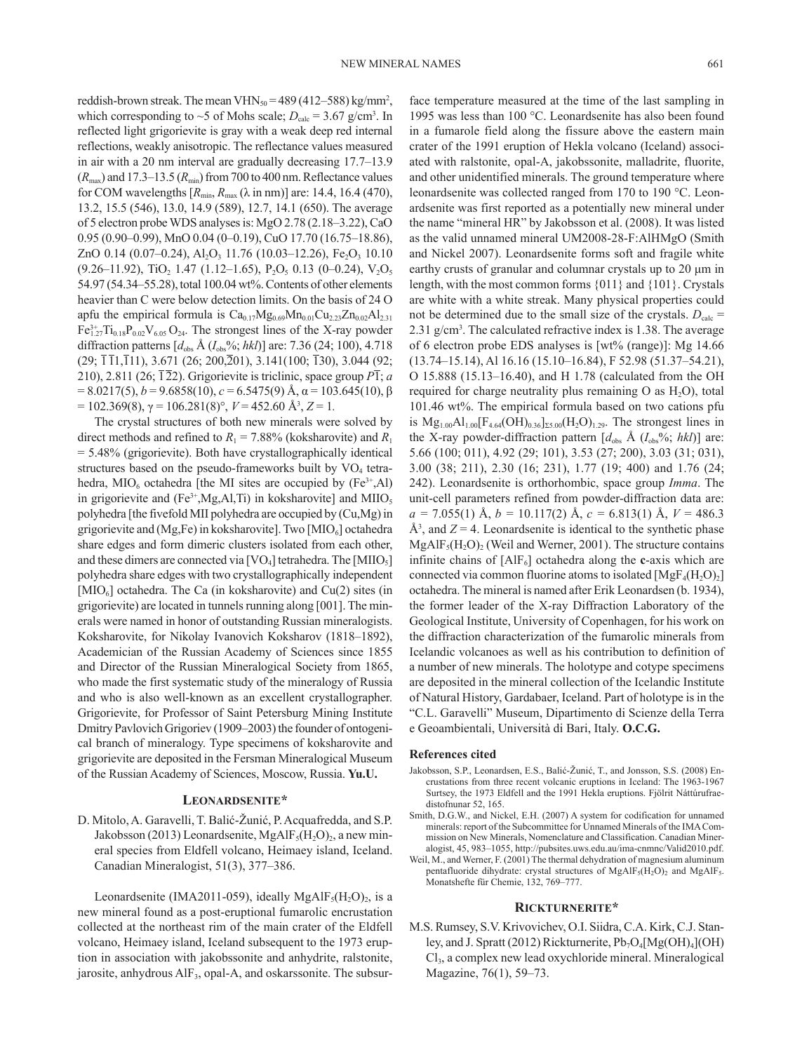reddish-brown streak. The mean $VHN_{50}$ = 489 (412–588) kg/mm$^2$, which corresponding to ~5 of Mohs scale; $D_{calc}$ = 3.67 g/cm$^3$. In reflected light grigorievite is gray with a weak deep red internal reflections, weakly anisotropic. The reflectance values measured in air with a 20 nm interval are gradually decreasing 17.7–13.9 ($R_{max}$) and 17.3–13.5 ($R_{min}$) from 700 to 400 nm. Reflectance values for COM wavelengths [$R_{min}$, $R_{max}$ (λ in nm)] are: 14.4, 16.4 (470), 13.2, 15.5 (546), 13.0, 14.9 (589), 12.7, 14.1 (650). The average of 5 electron probe WDS analyses is: MgO 2.78 (2.18–3.22), CaO 0.95 (0.90–0.99), MnO 0.04 (0–0.19), CuO 17.70 (16.75–18.86), ZnO 0.14 (0.07–0.24), $Al_2O_3$ 11.76 (10.03–12.26), $Fe_2O_3$ 10.10 (9.26–11.92), $TiO_2$ 1.47 (1.12–1.65), $P_2O_5$ 0.13 (0–0.24), $V_2O_5$ 54.97 (54.34–55.28), total 100.04 wt%. Contents of other elements heavier than C were below detection limits. On the basis of 24 O apfu the empirical formula is $Ca_{0.17}Mg_{0.69}Mn_{0.01}Cu_{2.23}Zn_{0.02}Al_{2.31}Fe^{3+}_{1.27}Ti_{0.18}P_{0.02}V_{6.05}O_{24}$. The strongest lines of the X-ray powder diffraction patterns [$d_{obs}$ Å ($I_{obs}$%; *hkl*)] are: 7.36 (24; 100), 4.718 (29; $\bar{1}\bar{1}1$,$\bar{1}11$), 3.671 (26; 200,$\bar{2}01$), 3.141(100; $\bar{1}30$), 3.044 (92; 210), 2.811 (26; $\bar{1}\bar{2}2$). Grigorievite is triclinic, space group $P\bar{1}$; *a* = 8.0217(5), *b* = 9.6858(10), *c* = 6.5475(9) Å, α = 103.645(10), β = 102.369(8), γ = 106.281(8)°, *V* = 452.60 Å$^3$, *Z* = 1.

The crystal structures of both new minerals were solved by direct methods and refined to $R_1$ = 7.88% (koksharovite) and $R_1$ = 5.48% (grigorievite). Both have crystallographically identical structures based on the pseudo-frameworks built by $VO_4$ tetrahedra, $MIO_6$ octahedra [the MI sites are occupied by ($Fe^{3+}$,Al) in grigorievite and ($Fe^{3+}$,Mg,Al,Ti) in koksharovite] and $MIIO_5$ polyhedra [the fivefold MII polyhedra are occupied by (Cu,Mg) in grigorievite and (Mg,Fe) in koksharovite]. Two [$MIO_6$] octahedra share edges and form dimeric clusters isolated from each other, and these dimers are connected via [$VO_4$] tetrahedra. The [$MIIO_5$] polyhedra share edges with two crystallographically independent [$MIO_6$] octahedra. The Ca (in koksharovite) and Cu(2) sites (in grigorievite) are located in tunnels running along [001]. The minerals were named in honor of outstanding Russian mineralogists. Koksharovite, for Nikolay Ivanovich Koksharov (1818–1892), Academician of the Russian Academy of Sciences since 1855 and Director of the Russian Mineralogical Society from 1865, who made the first systematic study of the mineralogy of Russia and who is also well-known as an excellent crystallographer. Grigorievite, for Professor of Saint Petersburg Mining Institute Dmitry Pavlovich Grigoriev (1909–2003) the founder of ontogenical branch of mineralogy. Type specimens of koksharovite and grigorievite are deposited in the Fersman Mineralogical Museum of the Russian Academy of Sciences, Moscow, Russia. **Yu.U.**

## Leonardsenite*

D. Mitolo, A. Garavelli, T. Balić-Žunić, P. Acquafredda, and S.P. Jakobsson (2013) Leonardsenite, $MgAlF_5(H_2O)_2$, a new mineral species from Eldfell volcano, Heimaey island, Iceland. Canadian Mineralogist, 51(3), 377–386.

Leonardsenite (IMA2011-059), ideally $MgAlF_5(H_2O)_2$, is a new mineral found as a post-eruptional fumarolic encrustation collected at the northeast rim of the main crater of the Eldfell volcano, Heimaey island, Iceland subsequent to the 1973 eruption in association with jakobssonite and anhydrite, ralstonite, jarosite, anhydrous $AlF_3$, opal-A, and oskarssonite. The subsurface temperature measured at the time of the last sampling in 1995 was less than 100 °C. Leonardsenite has also been found in a fumarole field along the fissure above the eastern main crater of the 1991 eruption of Hekla volcano (Iceland) associated with ralstonite, opal-A, jakobssonite, malladrite, fluorite, and other unidentified minerals. The ground temperature where leonardsenite was collected ranged from 170 to 190 °C. Leonardsenite was first reported as a potentially new mineral under the name "mineral HR" by Jakobsson et al. (2008). It was listed as the valid unnamed mineral UM2008-28-F:AlHMgO (Smith and Nickel 2007). Leonardsenite forms soft and fragile white earthy crusts of granular and columnar crystals up to 20 μm in length, with the most common forms {011} and {101}. Crystals are white with a white streak. Many physical properties could not be determined due to the small size of the crystals. $D_{calc}$ = 2.31 g/cm$^3$. The calculated refractive index is 1.38. The average of 6 electron probe EDS analyses is [wt% (range)]: Mg 14.66 (13.74–15.14), Al 16.16 (15.10–16.84), F 52.98 (51.37–54.21), O 15.888 (15.13–16.40), and H 1.78 (calculated from the OH required for charge neutrality plus remaining O as $H_2O$), total 101.46 wt%. The empirical formula based on two cations pfu is $Mg_{1.00}Al_{1.00}[F_{4.64}(OH)_{0.36}]_{\Sigma 5.00}(H_2O)_{1.29}$. The strongest lines in the X-ray powder-diffraction pattern [$d_{obs}$ Å ($I_{obs}$%; *hkl*)] are: 5.66 (100; 011), 4.92 (29; 101), 3.53 (27; 200), 3.03 (31; 031), 3.00 (38; 211), 2.30 (16; 231), 1.77 (19; 400) and 1.76 (24; 242). Leonardsenite is orthorhombic, space group *Imma*. The unit-cell parameters refined from powder-diffraction data are: *a* = 7.055(1) Å, *b* = 10.117(2) Å, *c* = 6.813(1) Å, *V* = 486.3 Å$^3$, and *Z* = 4. Leonardsenite is identical to the synthetic phase $MgAlF_5(H_2O)_2$ (Weil and Werner, 2001). The structure contains infinite chains of [$AlF_6$] octahedra along the **c**-axis which are connected via common fluorine atoms to isolated [$MgF_4(H_2O)_2$] octahedra. The mineral is named after Erik Leonardsen (b. 1934), the former leader of the X-ray Diffraction Laboratory of the Geological Institute, University of Copenhagen, for his work on the diffraction characterization of the fumarolic minerals from Icelandic volcanoes as well as his contribution to definition of a number of new minerals. The holotype and cotype specimens are deposited in the mineral collection of the Icelandic Institute of Natural History, Gardabaer, Iceland. Part of holotype is in the "C.L. Garavelli" Museum, Dipartimento di Scienze della Terra e Geoambientali, Università di Bari, Italy. **O.C.G.**

### References cited

Jakobsson, S.P., Leonardsen, E.S., Balić-Žunić, T., and Jonsson, S.S. (2008) Encrustations from three recent volcanic eruptions in Iceland: The 1963-1967 Surtsey, the 1973 Eldfell and the 1991 Hekla eruptions. Fjölrit Náttúrufraedistofnunar 52, 165.

Smith, D.G.W., and Nickel, E.H. (2007) A system for codification for unnamed minerals: report of the Subcommittee for Unnamed Minerals of the IMA Commission on New Minerals, Nomenclature and Classification. Canadian Mineralogist, 45, 983–1055, http://pubsites.uws.edu.au/ima-cnmnc/Valid2010.pdf.

Weil, M., and Werner, F. (2001) The thermal dehydration of magnesium aluminum pentafluoride dihydrate: crystal structures of $MgAlF_5(H_2O)_2$ and $MgAlF_5$. Monatshefte für Chemie, 132, 769–777.

## Rickturnerite*

M.S. Rumsey, S.V. Krivovichev, O.I. Siidra, C.A. Kirk, C.J. Stanley, and J. Spratt (2012) Rickturnerite, $Pb_7O_4[Mg(OH)_4](OH)Cl_3$, a complex new lead oxychloride mineral. Mineralogical Magazine, 76(1), 59–73.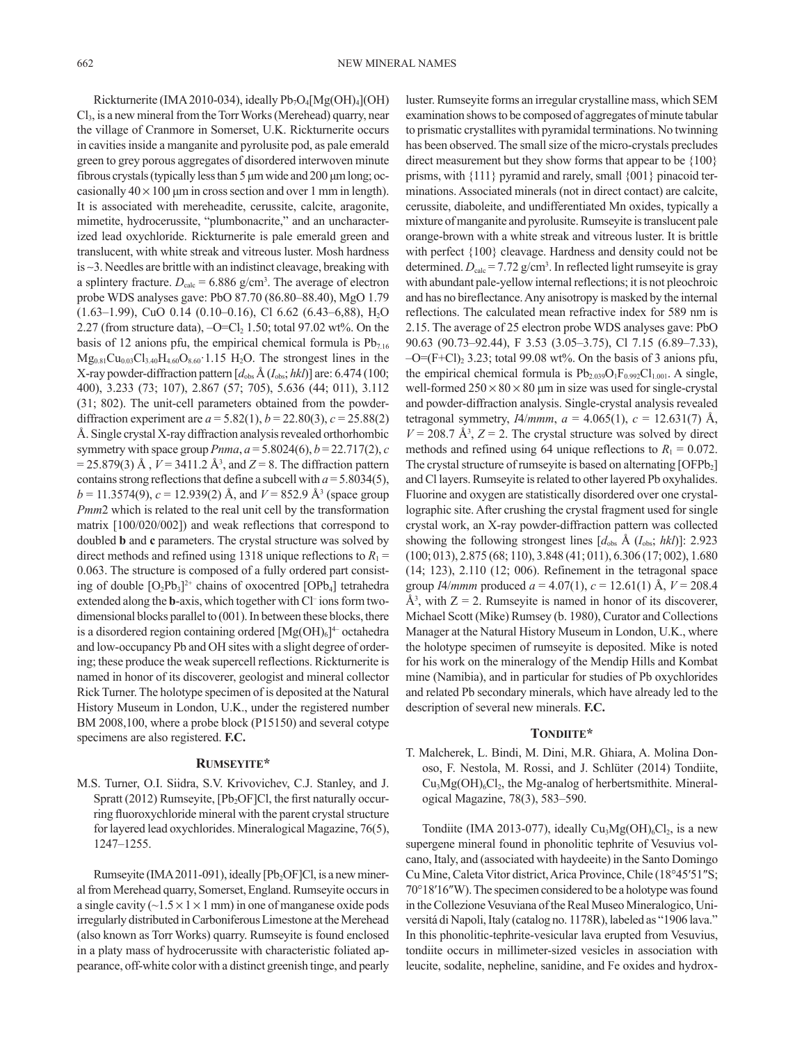Rickturnerite (IMA 2010-034), ideally $Pb_7O_4[Mg(OH)_4](OH)Cl_3$, is a new mineral from the Torr Works (Merehead) quarry, near the village of Cranmore in Somerset, U.K. Rickturnerite occurs in cavities inside a manganite and pyrolusite pod, as pale emerald green to grey porous aggregates of disordered interwoven minute fibrous crystals (typically less than 5 μm wide and 200 μm long; occasionally 40 × 100 μm in cross section and over 1 mm in length). It is associated with mereheadite, cerussite, calcite, aragonite, mimetite, hydrocerussite, "plumbonacrite," and an uncharacterized lead oxychloride. Rickturnerite is pale emerald green and translucent, with white streak and vitreous luster. Mosh hardness is ~3. Needles are brittle with an indistinct cleavage, breaking with a splintery fracture. $D_{calc}$ = 6.886 g/cm$^3$. The average of electron probe WDS analyses gave: PbO 87.70 (86.80–88.40), MgO 1.79 (1.63–1.99), CuO 0.14 (0.10–0.16), Cl 6.62 (6.43–6,88), $H_2O$ 2.27 (from structure data), $-O=Cl_2$ 1.50; total 97.02 wt%. On the basis of 12 anions pfu, the empirical chemical formula is $Pb_{7.16}Mg_{0.81}Cu_{0.03}Cl_{3.40}H_{4.60}O_{8.60}\cdot 1.15\ H_2O$. The strongest lines in the X-ray powder-diffraction pattern [$d_{obs}$ Å ($I_{obs}$; *hkl*)] are: 6.474 (100; 400), 3.233 (73; 107), 2.867 (57; 705), 5.636 (44; 011), 3.112 (31; 802). The unit-cell parameters obtained from the powder-diffraction experiment are $a$ = 5.82(1), $b$ = 22.80(3), $c$ = 25.88(2) Å. Single crystal X-ray diffraction analysis revealed orthorhombic symmetry with space group *Pnma*, $a$ = 5.8024(6), $b$ = 22.717(2), $c$ = 25.879(3) Å , $V$ = 3411.2 Å$^3$, and $Z$ = 8. The diffraction pattern contains strong reflections that define a subcell with $a$ = 5.8034(5), $b$ = 11.3574(9), $c$ = 12.939(2) Å, and $V$ = 852.9 Å$^3$ (space group *Pmm*2 which is related to the real unit cell by the transformation matrix [100/020/002]) and weak reflections that correspond to doubled **b** and **c** parameters. The crystal structure was solved by direct methods and refined using 1318 unique reflections to $R_1$ = 0.063. The structure is composed of a fully ordered part consisting of double $[O_2Pb_3]^{2+}$ chains of oxocentred $[OPb_4]$ tetrahedra extended along the **b**-axis, which together with $Cl^-$ ions form two-dimensional blocks parallel to (001). In between these blocks, there is a disordered region containing ordered $[Mg(OH)_6]^{4-}$ octahedra and low-occupancy Pb and OH sites with a slight degree of ordering; these produce the weak supercell reflections. Rickturnerite is named in honor of its discoverer, geologist and mineral collector Rick Turner. The holotype specimen of is deposited at the Natural History Museum in London, U.K., under the registered number BM 2008,100, where a probe block (P15150) and several cotype specimens are also registered. **F.C.**

## RUMSEYITE*

M.S. Turner, O.I. Siidra, S.V. Krivovichev, C.J. Stanley, and J. Spratt (2012) Rumseyite, $[Pb_2OF]Cl$, the first naturally occurring fluoroxychloride mineral with the parent crystal structure for layered lead oxychlorides. Mineralogical Magazine, 76(5), 1247–1255.

Rumseyite (IMA 2011-091), ideally $[Pb_2OF]Cl$, is a new mineral from Merehead quarry, Somerset, England. Rumseyite occurs in a single cavity (~1.5 × 1 × 1 mm) in one of manganese oxide pods irregularly distributed in Carboniferous Limestone at the Merehead (also known as Torr Works) quarry. Rumseyite is found enclosed in a platy mass of hydrocerussite with characteristic foliated appearance, off-white color with a distinct greenish tinge, and pearly luster. Rumseyite forms an irregular crystalline mass, which SEM examination shows to be composed of aggregates of minute tabular to prismatic crystallites with pyramidal terminations. No twinning has been observed. The small size of the micro-crystals precludes direct measurement but they show forms that appear to be {100} prisms, with {111} pyramid and rarely, small {001} pinacoid terminations. Associated minerals (not in direct contact) are calcite, cerussite, diaboleite, and undifferentiated Mn oxides, typically a mixture of manganite and pyrolusite. Rumseyite is translucent pale orange-brown with a white streak and vitreous luster. It is brittle with perfect {100} cleavage. Hardness and density could not be determined. $D_{calc}$ = 7.72 g/cm$^3$. In reflected light rumseyite is gray with abundant pale-yellow internal reflections; it is not pleochroic and has no bireflectance. Any anisotropy is masked by the internal reflections. The calculated mean refractive index for 589 nm is 2.15. The average of 25 electron probe WDS analyses gave: PbO 90.63 (90.73–92.44), F 3.53 (3.05–3.75), Cl 7.15 (6.89–7.33), $-O=(F+Cl)_2$ 3.23; total 99.08 wt%. On the basis of 3 anions pfu, the empirical chemical formula is $Pb_{2.039}O_1F_{0.992}Cl_{1.001}$. A single, well-formed 250 × 80 × 80 μm in size was used for single-crystal and powder-diffraction analysis. Single-crystal analysis revealed tetragonal symmetry, *I*4/*mmm*, $a$ = 4.065(1), $c$ = 12.631(7) Å, $V$ = 208.7 Å$^3$, $Z$ = 2. The crystal structure was solved by direct methods and refined using 64 unique reflections to $R_1$ = 0.072. The crystal structure of rumseyite is based on alternating $[OFPb_2]$ and Cl layers. Rumseyite is related to other layered Pb oxyhalides. Fluorine and oxygen are statistically disordered over one crystallographic site. After crushing the crystal fragment used for single crystal work, an X-ray powder-diffraction pattern was collected showing the following strongest lines [$d_{obs}$ Å ($I_{obs}$; *hkl*)]: 2.923 (100; 013), 2.875 (68; 110), 3.848 (41; 011), 6.306 (17; 002), 1.680 (14; 123), 2.110 (12; 006). Refinement in the tetragonal space group *I*4/*mmm* produced $a$ = 4.07(1), $c$ = 12.61(1) Å, $V$ = 208.4 Å$^3$, with Z = 2. Rumseyite is named in honor of its discoverer, Michael Scott (Mike) Rumsey (b. 1980), Curator and Collections Manager at the Natural History Museum in London, U.K., where the holotype specimen of rumseyite is deposited. Mike is noted for his work on the mineralogy of the Mendip Hills and Kombat mine (Namibia), and in particular for studies of Pb oxychlorides and related Pb secondary minerals, which have already led to the description of several new minerals. **F.C.**

## TONDIITE*

T. Malcherek, L. Bindi, M. Dini, M.R. Ghiara, A. Molina Donoso, F. Nestola, M. Rossi, and J. Schlüter (2014) Tondiite, $Cu_3Mg(OH)_6Cl_2$, the Mg-analog of herbertsmithite. Mineralogical Magazine, 78(3), 583–590.

Tondiite (IMA 2013-077), ideally $Cu_3Mg(OH)_6Cl_2$, is a new supergene mineral found in phonolitic tephrite of Vesuvius volcano, Italy, and (associated with haydeeite) in the Santo Domingo Cu Mine, Caleta Vitor district, Arica Province, Chile (18°45′51″S; 70°18′16″W). The specimen considered to be a holotype was found in the Collezione Vesuviana of the Real Museo Mineralogico, Universitá di Napoli, Italy (catalog no. 1178R), labeled as "1906 lava." In this phonolitic-tephrite-vesicular lava erupted from Vesuvius, tondiite occurs in millimeter-sized vesicles in association with leucite, sodalite, nepheline, sanidine, and Fe oxides and hydrox-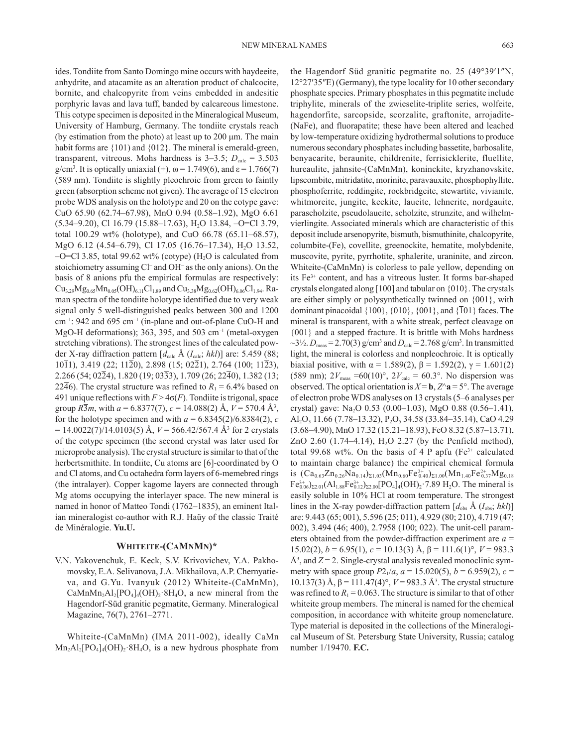ides. Tondiite from Santo Domingo mine occurs with haydeeite, anhydrite, and atacamite as an alteration product of chalcocite, bornite, and chalcopyrite from veins embedded in andesitic porphyric lavas and lava tuff, banded by calcareous limestone. This cotype specimen is deposited in the Mineralogical Museum, University of Hamburg, Germany. The tondiite crystals reach (by estimation from the photo) at least up to 200 μm. The main habit forms are {101} and {012}. The mineral is emerald-green, transparent, vitreous. Mohs hardness is 3–3.5; $D_{calc}$ = 3.503 g/cm$^3$. It is optically uniaxial (+), ω = 1.749(6), and ε = 1.766(7) (589 nm). Tondiite is slightly pleochroic from green to faintly green (absorption scheme not given). The average of 15 electron probe WDS analysis on the holotype and 20 on the cotype gave: CuO 65.90 (62.74–67.98), MnO 0.94 (0.58–1.92), MgO 6.61 (5.34–9.20), Cl 16.79 (15.88–17.63), $H_2O$ 13.84, –O=Cl 3.79, total 100.29 wt% (holotype), and CuO 66.78 (65.11–68.57), MgO 6.12 (4.54–6.79), Cl 17.05 (16.76–17.34), $H_2O$ 13.52, –O=Cl 3.85, total 99.62 wt% (cotype) ($H_2O$ is calculated from stoichiometry assuming $Cl^-$ and $OH^-$ as the only anions). On the basis of 8 anions pfu the empirical formulas are respectively: $Cu_{3.29}Mg_{0.65}Mn_{0.05}(OH)_{6.11}Cl_{1.89}$ and $Cu_{3.38}Mg_{0.62}(OH)_{6.06}Cl_{1.94}$. Raman spectra of the tondiite holotype identified due to very weak signal only 5 well-distinguished peaks between 300 and 1200 cm$^{-1}$: 942 and 695 cm$^{-1}$ (in-plane and out-of-plane CuO-H and MgO-H deformations); 363, 395, and 503 cm$^{-1}$ (metal-oxygen stretching vibrations). The strongest lines of the calculated powder X-ray diffraction pattern [$d_{calc}$ Å ($I_{calc}$; *hkl*)] are: 5.459 (88; $10\overline{1}1$), 3.419 (22; $11\overline{2}0$), 2.898 (15; $02\overline{2}1$), 2.764 (100; $11\overline{2}3$), 2.266 (54; $02\overline{2}4$), 1.820 (19; $03\overline{3}3$), 1.709 (26; $22\overline{4}0$), 1.382 (13; $22\overline{4}6$). The crystal structure was refined to $R_1$ = 6.4% based on 491 unique reflections with $F > 4\sigma(F)$. Tondiite is trigonal, space group $R\overline{3}m$, with *a* = 6.8377(7), *c* = 14.088(2) Å, *V* = 570.4 Å$^3$, for the holotype specimen and with *a* = 6.8345(2)/6.8384(2), *c* = 14.0022(7)/14.0103(5) Å, *V* = 566.42/567.4 Å$^3$ for 2 crystals of the cotype specimen (the second crystal was later used for microprobe analysis). The crystal structure is similar to that of the herbertsmithite. In tondiite, Cu atoms are [6]-coordinated by O and Cl atoms, and Cu octahedra form layers of 6-memebred rings (the intralayer). Copper kagome layers are connected through Mg atoms occupying the interlayer space. The new mineral is named in honor of Matteo Tondi (1762–1835), an eminent Italian mineralogist co-author with R.J. Haüy of the classic Traité de Minéralogie. **Yu.U.**

## Whiteite-(CaMnMn)*

V.N. Yakovenchuk, E. Keck, S.V. Krivovichev, Y.A. Pakhomovsky, E.A. Selivanova, J.A. Mikhailova, A.P. Chernyatieva, and G.Yu. Ivanyuk (2012) Whiteite-(CaMnMn), $CaMnMn_2Al_2[PO_4]_4(OH)_2{\cdot}8H_4O$, a new mineral from the Hagendorf-Süd granitic pegmatite, Germany. Mineralogical Magazine, 76(7), 2761–2771.

Whiteite-(CaMnMn) (IMA 2011-002), ideally $CaMnMn_2Al_2[PO_4]_4(OH)_2{\cdot}8H_4O$, is a new hydrous phosphate from the Hagendorf Süd granitic pegmatite no. 25 (49°39′1″N, 12°27′35″E) (Germany), the type locality for 10 other secondary phosphate species. Primary phosphates in this pegmatite include triphylite, minerals of the zwieselite-triplite series, wolfeite, hagendorfite, sarcopside, scorzalite, graftonite, arrojadite-(NaFe), and fluorapatite; these have been altered and leached by low-temperature oxidizing hydrothermal solutions to produce numerous secondary phosphates including bassetite, barbosalite, benyacarite, beraunite, childrenite, ferrisicklerite, fluellite, hureaulite, jahnsite-(CaMnMn), koninckite, kryzhanovskite, lipscombite, mitridatite, morinite, paravauxite, phosphophyllite, phosphoferrite, reddingite, rockbridgeite, stewartite, vivianite, whitmoreite, jungite, keckite, laueite, lehnerite, nordgauite, parascholzite, pseudolaueite, scholzite, strunzite, and wilhelmvierlingite. Associated minerals which are characteristic of this deposit include arsenopyrite, bismuth, bismuthinite, chalcopyrite, columbite-(Fe), covellite, greenockite, hematite, molybdenite, muscovite, pyrite, pyrrhotite, sphalerite, uraninite, and zircon. Whiteite-(CaMnMn) is colorless to pale yellow, depending on its $Fe^{3+}$ content, and has a vitreous luster. It forms bar-shaped crystals elongated along [100] and tabular on {010}. The crystals are either simply or polysynthetically twinned on {001}, with dominant pinacoidal {100}, {010}, {001}, and {$\overline{1}$01} faces. The mineral is transparent, with a white streak, perfect cleavage on {001} and a stepped fracture. It is brittle with Mohs hardness ~3½. $D_{meas}$ = 2.70(3) g/cm$^3$ and $D_{calc}$ = 2.768 g/cm$^3$. In transmitted light, the mineral is colorless and nonpleochroic. It is optically biaxial positive, with α = 1.589(2), β = 1.592(2), γ = 1.601(2) (589 nm); $2V_{meas}$ =60(10)°, $2V_{calc}$ = 60.3°. No dispersion was observed. The optical orientation is *X* = **b**, *Z*^**a** = 5°. The average of electron probe WDS analyses on 13 crystals (5–6 analyses per crystal) gave: $Na_2O$ 0.53 (0.00–1.03), MgO 0.88 (0.56–1.41), $Al_2O_3$ 11.66 (7.78–13.32), $P_2O_5$ 34.58 (33.84–35.14), CaO 4.29 (3.68–4.90), MnO 17.32 (15.21–18.93), FeO 8.32 (5.87–13.71), ZnO 2.60 (1.74–4.14), $H_2O$ 2.27 (by the Penfield method), total 99.68 wt%. On the basis of 4 P apfu ($Fe^{3+}$ calculated to maintain charge balance) the empirical chemical formula is $(Ca_{0.63}Zn_{0.26}Na_{0.14})_{\Sigma1.03}(Mn_{0.60}Fe^{2+}_{0.40})_{\Sigma1.00}(Mn_{1.40}Fe^{2+}_{0.37}Mg_{0.18}Fe^{3+}_{0.06})_{\Sigma2.01}(Al_{1.88}Fe^{3+}_{0.12})_{\Sigma2.00}[PO_4]_4(OH)_2{\cdot}7.89\,H_2O$. The mineral is easily soluble in 10% HCl at room temperature. The strongest lines in the X-ray powder-diffraction pattern [$d_{obs}$ Å ($I_{obs}$; *hkl*)] are: 9.443 (65; 001), 5.596 (25; 011), 4.929 (80; 210), 4.719 (47; 002), 3.494 (46; 400), 2.7958 (100; 022). The unit-cell parameters obtained from the powder-diffraction experiment are *a* = 15.02(2), *b* = 6.95(1), *c* = 10.13(3) Å, β = 111.6(1)°, *V* = 983.3 Å$^3$, and *Z* = 2. Single-crystal analysis revealed monoclinic symmetry with space group $P2_1/a$, *a* = 15.020(5), *b* = 6.959(2), *c* = 10.137(3) Å, β = 111.47(4)°, *V* = 983.3 Å$^3$. The crystal structure was refined to $R_1$ = 0.063. The structure is similar to that of other whiteite group members. The mineral is named for the chemical composition, in accordance with whiteite group nomenclature. Type material is deposited in the collections of the Mineralogical Museum of St. Petersburg State University, Russia; catalog number 1/19470. **F.C.**